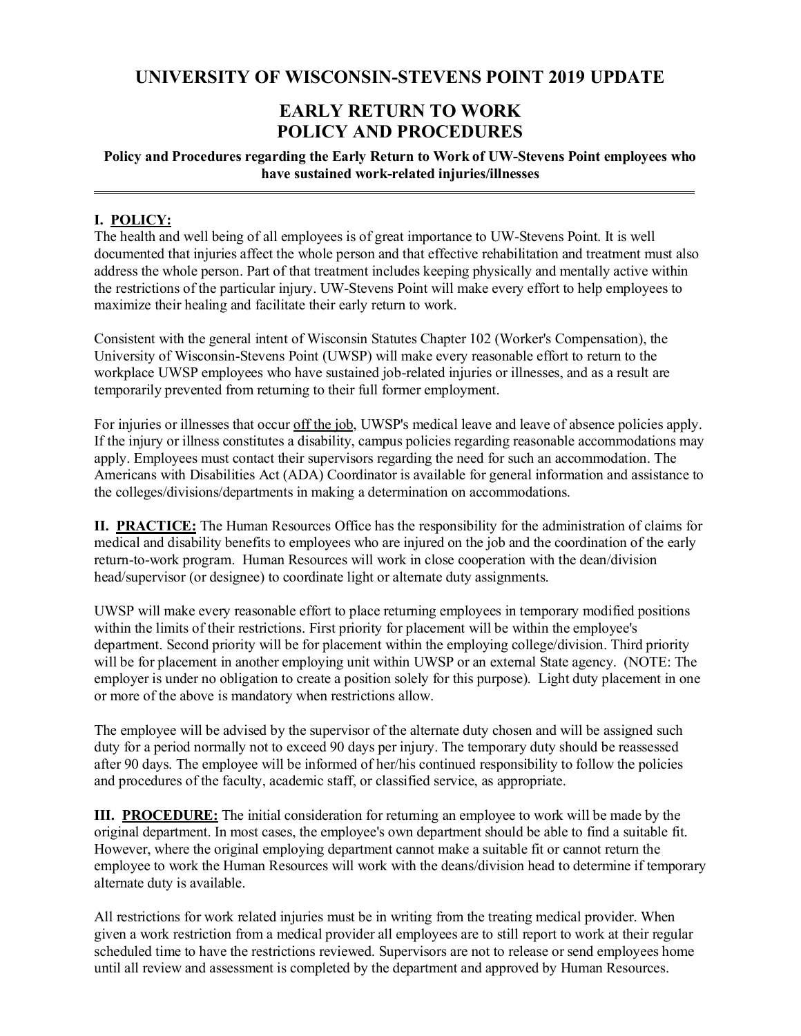# UNIVERSITY OF WISCONSIN-STEVENS POINT 2019 UPDATE

# EARLY RETURN TO WORK POLICY AND PROCEDURES

**Policy and Procedures regarding the Early Return to Work of UW-Stevens Point employees who have sustained work-related injuries/illnesses**

---

**I. POLICY:**

The health and well being of all employees is of great importance to UW-Stevens Point. It is well documented that injuries affect the whole person and that effective rehabilitation and treatment must also address the whole person. Part of that treatment includes keeping physically and mentally active within the restrictions of the particular injury. UW-Stevens Point will make every effort to help employees to maximize their healing and facilitate their early return to work.

Consistent with the general intent of Wisconsin Statutes Chapter 102 (Worker's Compensation), the University of Wisconsin-Stevens Point (UWSP) will make every reasonable effort to return to the workplace UWSP employees who have sustained job-related injuries or illnesses, and as a result are temporarily prevented from returning to their full former employment.

For injuries or illnesses that occur off the job, UWSP's medical leave and leave of absence policies apply. If the injury or illness constitutes a disability, campus policies regarding reasonable accommodations may apply. Employees must contact their supervisors regarding the need for such an accommodation. The Americans with Disabilities Act (ADA) Coordinator is available for general information and assistance to the colleges/divisions/departments in making a determination on accommodations.

**II. PRACTICE:** The Human Resources Office has the responsibility for the administration of claims for medical and disability benefits to employees who are injured on the job and the coordination of the early return-to-work program. Human Resources will work in close cooperation with the dean/division head/supervisor (or designee) to coordinate light or alternate duty assignments.

UWSP will make every reasonable effort to place returning employees in temporary modified positions within the limits of their restrictions. First priority for placement will be within the employee's department. Second priority will be for placement within the employing college/division. Third priority will be for placement in another employing unit within UWSP or an external State agency. (NOTE: The employer is under no obligation to create a position solely for this purpose). Light duty placement in one or more of the above is mandatory when restrictions allow.

The employee will be advised by the supervisor of the alternate duty chosen and will be assigned such duty for a period normally not to exceed 90 days per injury. The temporary duty should be reassessed after 90 days. The employee will be informed of her/his continued responsibility to follow the policies and procedures of the faculty, academic staff, or classified service, as appropriate.

**III. PROCEDURE:** The initial consideration for returning an employee to work will be made by the original department. In most cases, the employee's own department should be able to find a suitable fit. However, where the original employing department cannot make a suitable fit or cannot return the employee to work the Human Resources will work with the deans/division head to determine if temporary alternate duty is available.

All restrictions for work related injuries must be in writing from the treating medical provider. When given a work restriction from a medical provider all employees are to still report to work at their regular scheduled time to have the restrictions reviewed. Supervisors are not to release or send employees home until all review and assessment is completed by the department and approved by Human Resources.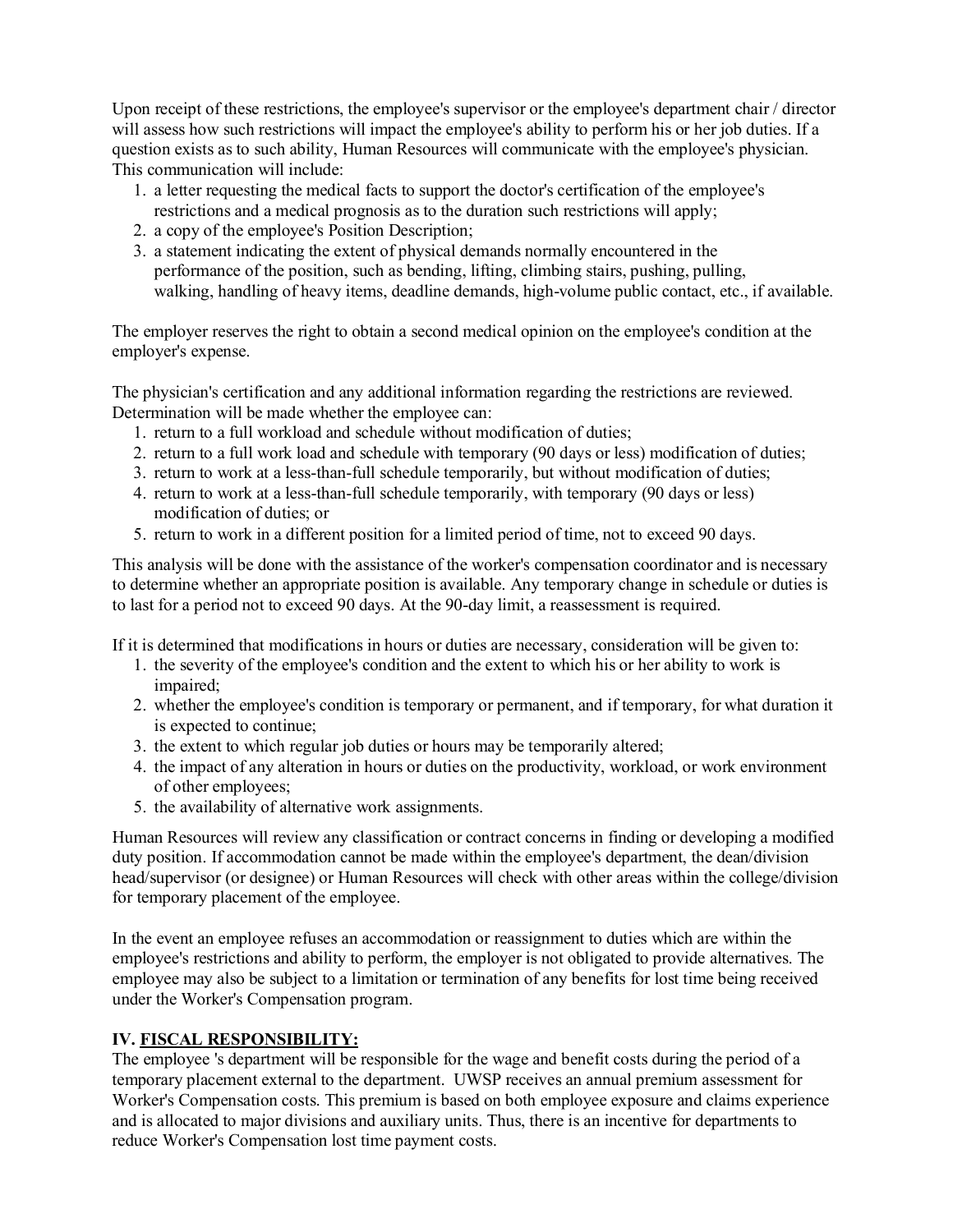Upon receipt of these restrictions, the employee's supervisor or the employee's department chair / director will assess how such restrictions will impact the employee's ability to perform his or her job duties. If a question exists as to such ability, Human Resources will communicate with the employee's physician. This communication will include:

1. a letter requesting the medical facts to support the doctor's certification of the employee's restrictions and a medical prognosis as to the duration such restrictions will apply;
2. a copy of the employee's Position Description;
3. a statement indicating the extent of physical demands normally encountered in the performance of the position, such as bending, lifting, climbing stairs, pushing, pulling, walking, handling of heavy items, deadline demands, high-volume public contact, etc., if available.

The employer reserves the right to obtain a second medical opinion on the employee's condition at the employer's expense.

The physician's certification and any additional information regarding the restrictions are reviewed. Determination will be made whether the employee can:

1. return to a full workload and schedule without modification of duties;
2. return to a full work load and schedule with temporary (90 days or less) modification of duties;
3. return to work at a less-than-full schedule temporarily, but without modification of duties;
4. return to work at a less-than-full schedule temporarily, with temporary (90 days or less) modification of duties; or
5. return to work in a different position for a limited period of time, not to exceed 90 days.

This analysis will be done with the assistance of the worker's compensation coordinator and is necessary to determine whether an appropriate position is available. Any temporary change in schedule or duties is to last for a period not to exceed 90 days. At the 90-day limit, a reassessment is required.

If it is determined that modifications in hours or duties are necessary, consideration will be given to:

1. the severity of the employee's condition and the extent to which his or her ability to work is impaired;
2. whether the employee's condition is temporary or permanent, and if temporary, for what duration it is expected to continue;
3. the extent to which regular job duties or hours may be temporarily altered;
4. the impact of any alteration in hours or duties on the productivity, workload, or work environment of other employees;
5. the availability of alternative work assignments.

Human Resources will review any classification or contract concerns in finding or developing a modified duty position. If accommodation cannot be made within the employee's department, the dean/division head/supervisor (or designee) or Human Resources will check with other areas within the college/division for temporary placement of the employee.

In the event an employee refuses an accommodation or reassignment to duties which are within the employee's restrictions and ability to perform, the employer is not obligated to provide alternatives. The employee may also be subject to a limitation or termination of any benefits for lost time being received under the Worker's Compensation program.

## IV. FISCAL RESPONSIBILITY:

The employee 's department will be responsible for the wage and benefit costs during the period of a temporary placement external to the department. UWSP receives an annual premium assessment for Worker's Compensation costs. This premium is based on both employee exposure and claims experience and is allocated to major divisions and auxiliary units. Thus, there is an incentive for departments to reduce Worker's Compensation lost time payment costs.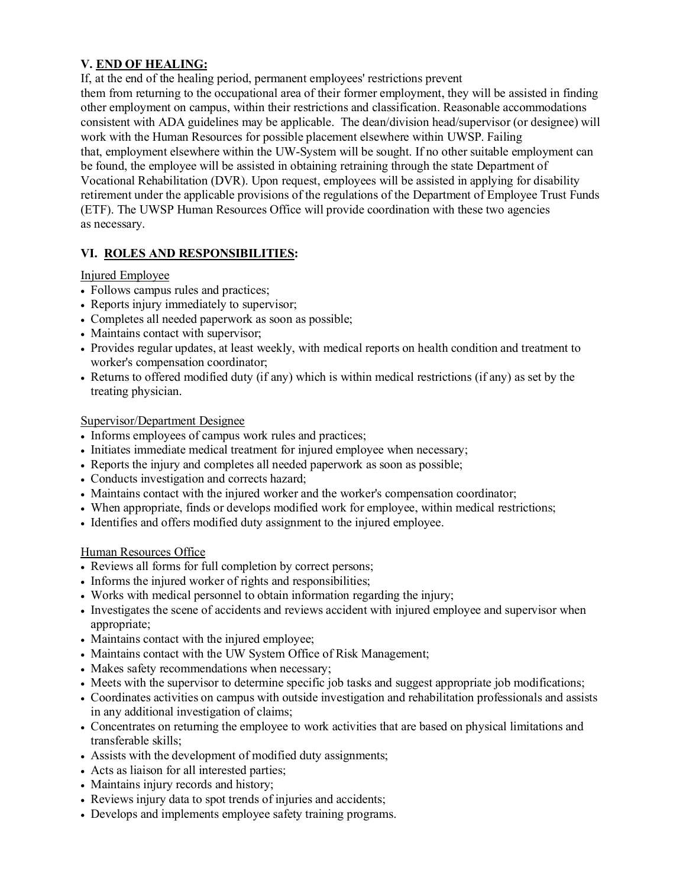## V. <u>END OF HEALING:</u>

If, at the end of the healing period, permanent employees' restrictions prevent them from returning to the occupational area of their former employment, they will be assisted in finding other employment on campus, within their restrictions and classification. Reasonable accommodations consistent with ADA guidelines may be applicable. The dean/division head/supervisor (or designee) will work with the Human Resources for possible placement elsewhere within UWSP. Failing that, employment elsewhere within the UW-System will be sought. If no other suitable employment can be found, the employee will be assisted in obtaining retraining through the state Department of Vocational Rehabilitation (DVR). Upon request, employees will be assisted in applying for disability retirement under the applicable provisions of the regulations of the Department of Employee Trust Funds (ETF). The UWSP Human Resources Office will provide coordination with these two agencies as necessary.

## VI. <u>ROLES AND RESPONSIBILITIES</u>:

<u>Injured Employee</u>

- Follows campus rules and practices;
- Reports injury immediately to supervisor;
- Completes all needed paperwork as soon as possible;
- Maintains contact with supervisor;
- Provides regular updates, at least weekly, with medical reports on health condition and treatment to worker's compensation coordinator;
- Returns to offered modified duty (if any) which is within medical restrictions (if any) as set by the treating physician.

<u>Supervisor/Department Designee</u>

- Informs employees of campus work rules and practices;
- Initiates immediate medical treatment for injured employee when necessary;
- Reports the injury and completes all needed paperwork as soon as possible;
- Conducts investigation and corrects hazard;
- Maintains contact with the injured worker and the worker's compensation coordinator;
- When appropriate, finds or develops modified work for employee, within medical restrictions;
- Identifies and offers modified duty assignment to the injured employee.

<u>Human Resources Office</u>

- Reviews all forms for full completion by correct persons;
- Informs the injured worker of rights and responsibilities;
- Works with medical personnel to obtain information regarding the injury;
- Investigates the scene of accidents and reviews accident with injured employee and supervisor when appropriate;
- Maintains contact with the injured employee;
- Maintains contact with the UW System Office of Risk Management;
- Makes safety recommendations when necessary;
- Meets with the supervisor to determine specific job tasks and suggest appropriate job modifications;
- Coordinates activities on campus with outside investigation and rehabilitation professionals and assists in any additional investigation of claims;
- Concentrates on returning the employee to work activities that are based on physical limitations and transferable skills;
- Assists with the development of modified duty assignments;
- Acts as liaison for all interested parties;
- Maintains injury records and history;
- Reviews injury data to spot trends of injuries and accidents;
- Develops and implements employee safety training programs.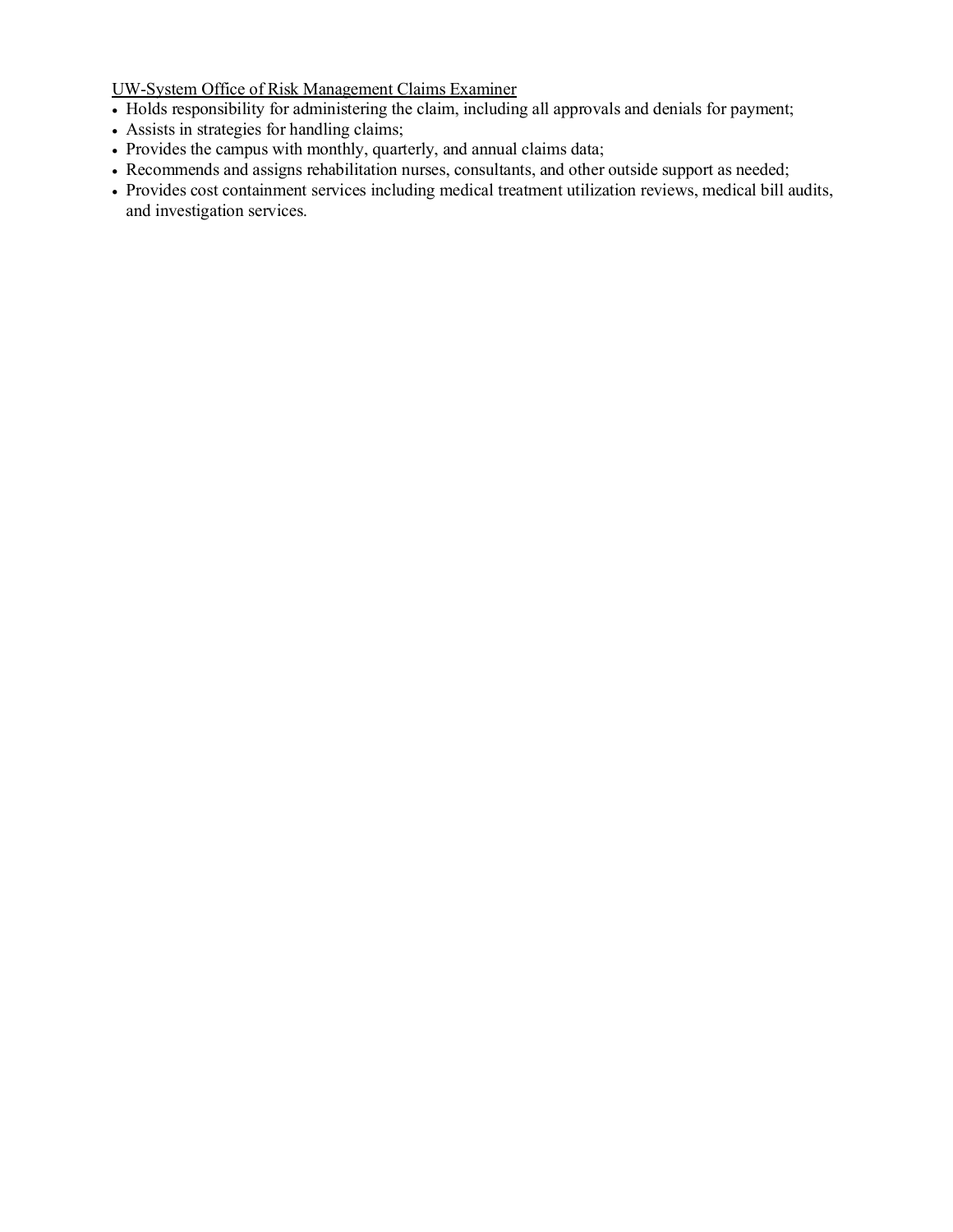<u>UW-System Office of Risk Management Claims Examiner</u>

- Holds responsibility for administering the claim, including all approvals and denials for payment;
- Assists in strategies for handling claims;
- Provides the campus with monthly, quarterly, and annual claims data;
- Recommends and assigns rehabilitation nurses, consultants, and other outside support as needed;
- Provides cost containment services including medical treatment utilization reviews, medical bill audits, and investigation services.